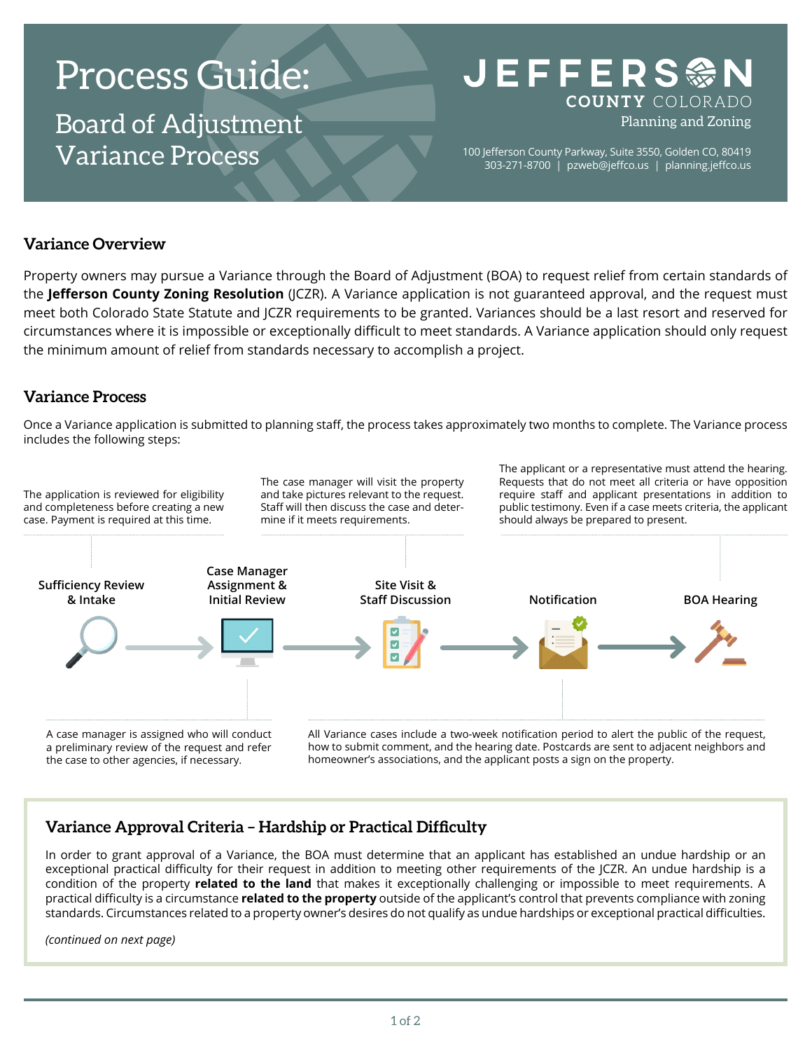# Process Guide:

## Board of Adjustment Variance Process

**JEFFERSON COUNTY COLORADO**
Planning and Zoning

100 Jefferson County Parkway, Suite 3550, Golden CO, 80419
303-271-8700 | pzweb@jeffco.us | planning.jeffco.us

## Variance Overview

Property owners may pursue a Variance through the Board of Adjustment (BOA) to request relief from certain standards of the **Jefferson County Zoning Resolution** (JCZR). A Variance application is not guaranteed approval, and the request must meet both Colorado State Statute and JCZR requirements to be granted. Variances should be a last resort and reserved for circumstances where it is impossible or exceptionally difficult to meet standards. A Variance application should only request the minimum amount of relief from standards necessary to accomplish a project.

## Variance Process

Once a Variance application is submitted to planning staff, the process takes approximately two months to complete. The Variance process includes the following steps:

1. **Sufficiency Review & Intake** – The application is reviewed for eligibility and completeness before creating a new case. Payment is required at this time.
2. **Case Manager Assignment & Initial Review** – A case manager is assigned who will conduct a preliminary review of the request and refer the case to other agencies, if necessary.
3. **Site Visit & Staff Discussion** – The case manager will visit the property and take pictures relevant to the request. Staff will then discuss the case and determine if it meets requirements.
4. **Notification** – All Variance cases include a two-week notification period to alert the public of the request, how to submit comment, and the hearing date. Postcards are sent to adjacent neighbors and homeowner's associations, and the applicant posts a sign on the property.
5. **BOA Hearing** – The applicant or a representative must attend the hearing. Requests that do not meet all criteria or have opposition require staff and applicant presentations in addition to public testimony. Even if a case meets criteria, the applicant should always be prepared to present.

## Variance Approval Criteria – Hardship or Practical Difficulty

In order to grant approval of a Variance, the BOA must determine that an applicant has established an undue hardship or an exceptional practical difficulty for their request in addition to meeting other requirements of the JCZR. An undue hardship is a condition of the property **related to the land** that makes it exceptionally challenging or impossible to meet requirements. A practical difficulty is a circumstance **related to the property** outside of the applicant's control that prevents compliance with zoning standards. Circumstances related to a property owner's desires do not qualify as undue hardships or exceptional practical difficulties.

*(continued on next page)*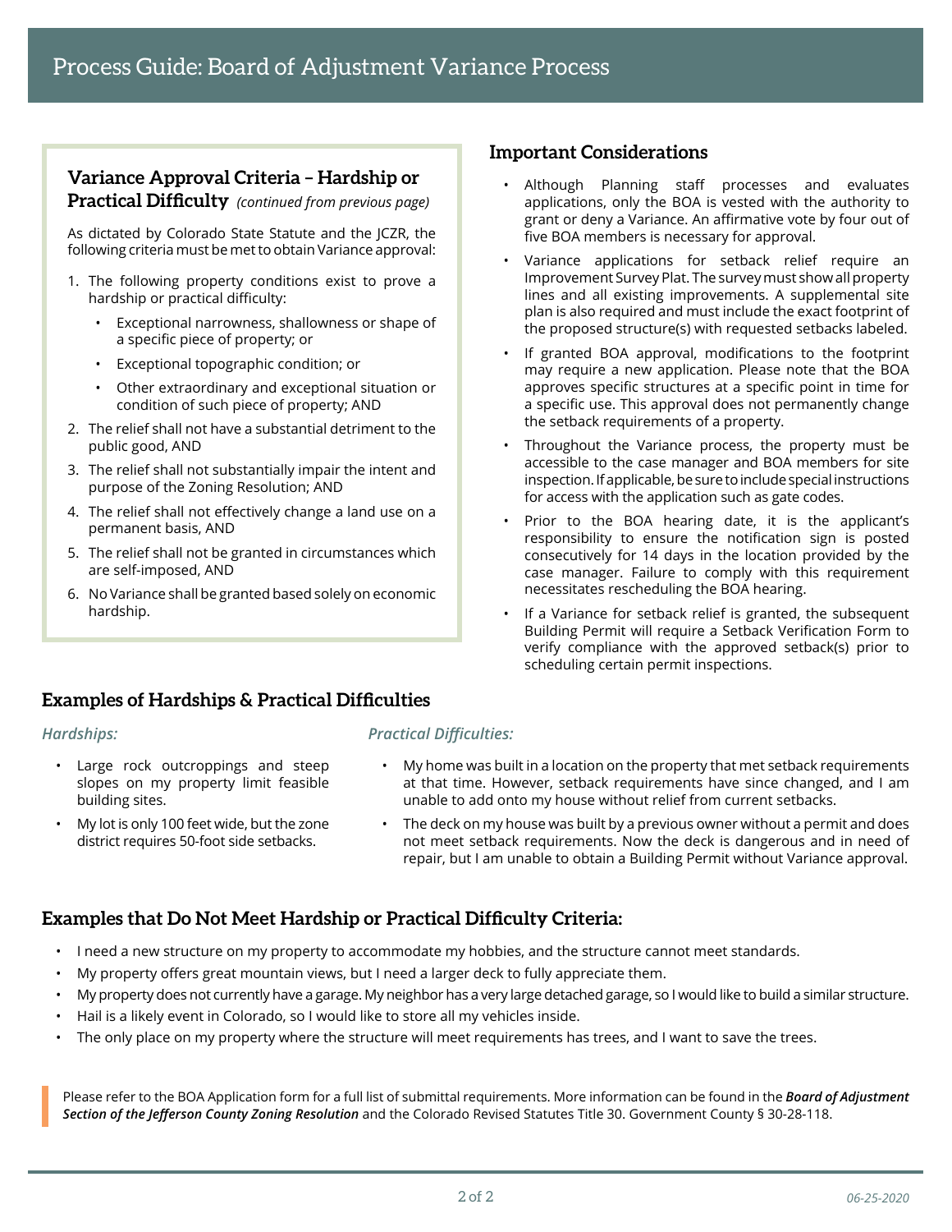# Process Guide: Board of Adjustment Variance Process

## Variance Approval Criteria – Hardship or Practical Difficulty *(continued from previous page)*

As dictated by Colorado State Statute and the JCZR, the following criteria must be met to obtain Variance approval:

1. The following property conditions exist to prove a hardship or practical difficulty:
   - Exceptional narrowness, shallowness or shape of a specific piece of property; or
   - Exceptional topographic condition; or
   - Other extraordinary and exceptional situation or condition of such piece of property; AND
2. The relief shall not have a substantial detriment to the public good, AND
3. The relief shall not substantially impair the intent and purpose of the Zoning Resolution; AND
4. The relief shall not effectively change a land use on a permanent basis, AND
5. The relief shall not be granted in circumstances which are self-imposed, AND
6. No Variance shall be granted based solely on economic hardship.

## Important Considerations

- Although Planning staff processes and evaluates applications, only the BOA is vested with the authority to grant or deny a Variance. An affirmative vote by four out of five BOA members is necessary for approval.
- Variance applications for setback relief require an Improvement Survey Plat. The survey must show all property lines and all existing improvements. A supplemental site plan is also required and must include the exact footprint of the proposed structure(s) with requested setbacks labeled.
- If granted BOA approval, modifications to the footprint may require a new application. Please note that the BOA approves specific structures at a specific point in time for a specific use. This approval does not permanently change the setback requirements of a property.
- Throughout the Variance process, the property must be accessible to the case manager and BOA members for site inspection. If applicable, be sure to include special instructions for access with the application such as gate codes.
- Prior to the BOA hearing date, it is the applicant's responsibility to ensure the notification sign is posted consecutively for 14 days in the location provided by the case manager. Failure to comply with this requirement necessitates rescheduling the BOA hearing.
- If a Variance for setback relief is granted, the subsequent Building Permit will require a Setback Verification Form to verify compliance with the approved setback(s) prior to scheduling certain permit inspections.

## Examples of Hardships & Practical Difficulties

*Hardships:*

- Large rock outcroppings and steep slopes on my property limit feasible building sites.
- My lot is only 100 feet wide, but the zone district requires 50-foot side setbacks.

*Practical Difficulties:*

- My home was built in a location on the property that met setback requirements at that time. However, setback requirements have since changed, and I am unable to add onto my house without relief from current setbacks.
- The deck on my house was built by a previous owner without a permit and does not meet setback requirements. Now the deck is dangerous and in need of repair, but I am unable to obtain a Building Permit without Variance approval.

## Examples that Do Not Meet Hardship or Practical Difficulty Criteria:

- I need a new structure on my property to accommodate my hobbies, and the structure cannot meet standards.
- My property offers great mountain views, but I need a larger deck to fully appreciate them.
- My property does not currently have a garage. My neighbor has a very large detached garage, so I would like to build a similar structure.
- Hail is a likely event in Colorado, so I would like to store all my vehicles inside.
- The only place on my property where the structure will meet requirements has trees, and I want to save the trees.

Please refer to the BOA Application form for a full list of submittal requirements. More information can be found in the ***Board of Adjustment Section of the Jefferson County Zoning Resolution*** and the Colorado Revised Statutes Title 30. Government County § 30-28-118.

*06-25-2020*